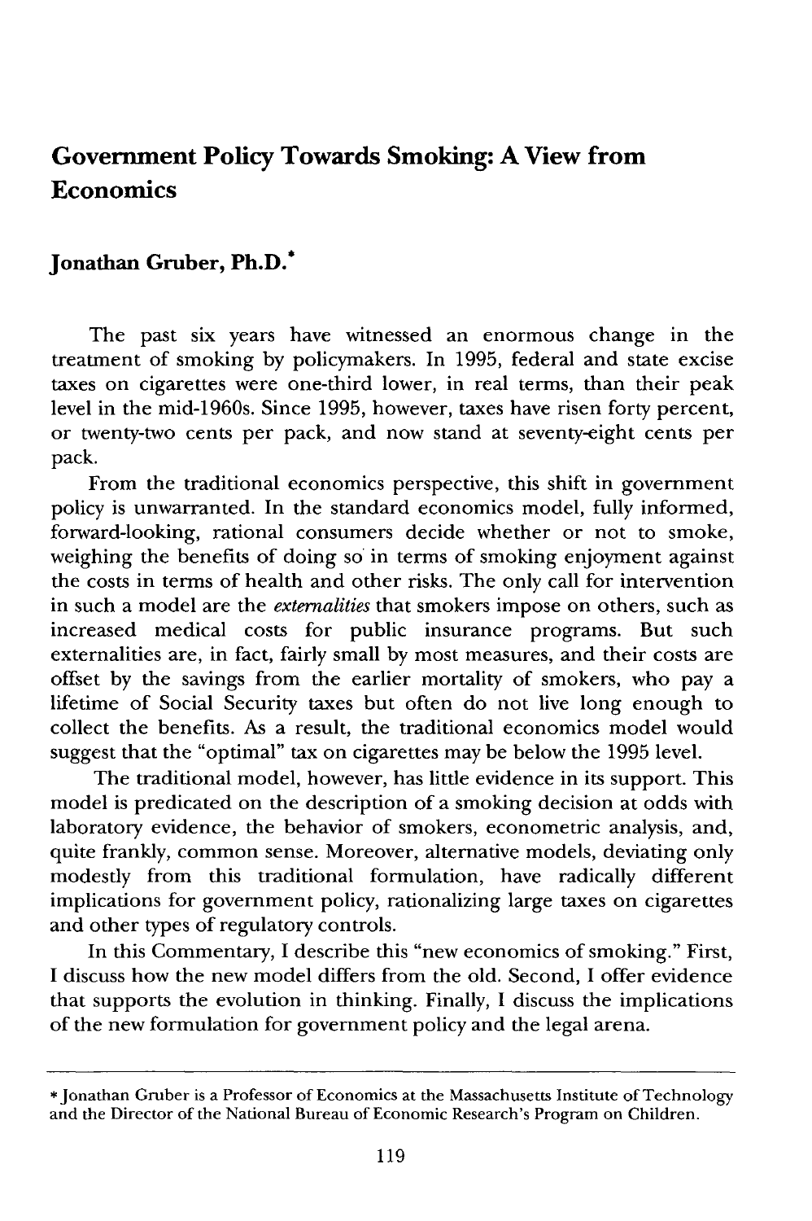# Government Policy Towards Smoking: A View from Economics

**Jonathan Gruber, Ph.D.***

The past six years have witnessed an enormous change in the treatment of smoking by policymakers. In 1995, federal and state excise taxes on cigarettes were one-third lower, in real terms, than their peak level in the mid-1960s. Since 1995, however, taxes have risen forty percent, or twenty-two cents per pack, and now stand at seventy-eight cents per pack.

From the traditional economics perspective, this shift in government policy is unwarranted. In the standard economics model, fully informed, forward-looking, rational consumers decide whether or not to smoke, weighing the benefits of doing so in terms of smoking enjoyment against the costs in terms of health and other risks. The only call for intervention in such a model are the *externalities* that smokers impose on others, such as increased medical costs for public insurance programs. But such externalities are, in fact, fairly small by most measures, and their costs are offset by the savings from the earlier mortality of smokers, who pay a lifetime of Social Security taxes but often do not live long enough to collect the benefits. As a result, the traditional economics model would suggest that the "optimal" tax on cigarettes may be below the 1995 level.

The traditional model, however, has little evidence in its support. This model is predicated on the description of a smoking decision at odds with laboratory evidence, the behavior of smokers, econometric analysis, and, quite frankly, common sense. Moreover, alternative models, deviating only modestly from this traditional formulation, have radically different implications for government policy, rationalizing large taxes on cigarettes and other types of regulatory controls.

In this Commentary, I describe this "new economics of smoking." First, I discuss how the new model differs from the old. Second, I offer evidence that supports the evolution in thinking. Finally, I discuss the implications of the new formulation for government policy and the legal arena.

---

* Jonathan Gruber is a Professor of Economics at the Massachusetts Institute of Technology and the Director of the National Bureau of Economic Research's Program on Children.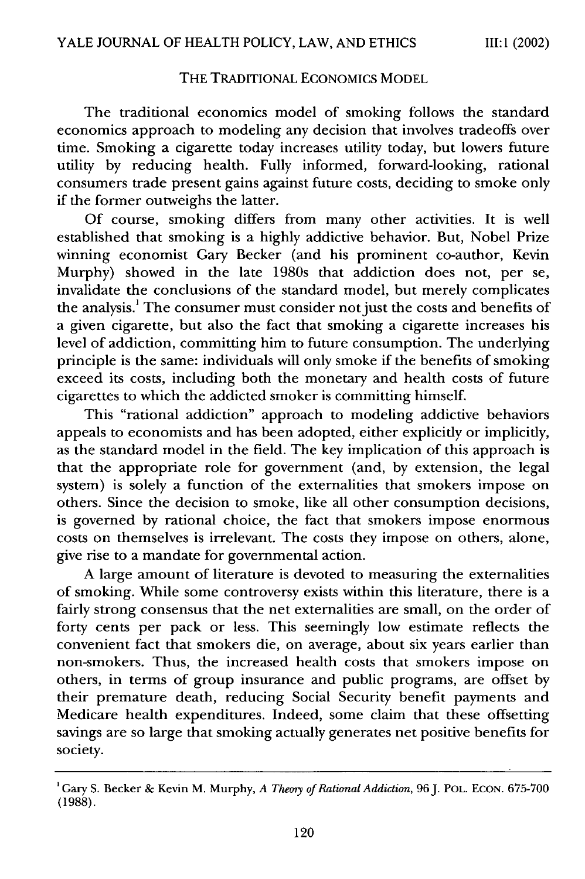## THE TRADITIONAL ECONOMICS MODEL

The traditional economics model of smoking follows the standard economics approach to modeling any decision that involves tradeoffs over time. Smoking a cigarette today increases utility today, but lowers future utility by reducing health. Fully informed, forward-looking, rational consumers trade present gains against future costs, deciding to smoke only if the former outweighs the latter.

Of course, smoking differs from many other activities. It is well established that smoking is a highly addictive behavior. But, Nobel Prize winning economist Gary Becker (and his prominent co-author, Kevin Murphy) showed in the late 1980s that addiction does not, per se, invalidate the conclusions of the standard model, but merely complicates the analysis.[1] The consumer must consider not just the costs and benefits of a given cigarette, but also the fact that smoking a cigarette increases his level of addiction, committing him to future consumption. The underlying principle is the same: individuals will only smoke if the benefits of smoking exceed its costs, including both the monetary and health costs of future cigarettes to which the addicted smoker is committing himself.

This "rational addiction" approach to modeling addictive behaviors appeals to economists and has been adopted, either explicitly or implicitly, as the standard model in the field. The key implication of this approach is that the appropriate role for government (and, by extension, the legal system) is solely a function of the externalities that smokers impose on others. Since the decision to smoke, like all other consumption decisions, is governed by rational choice, the fact that smokers impose enormous costs on themselves is irrelevant. The costs they impose on others, alone, give rise to a mandate for governmental action.

A large amount of literature is devoted to measuring the externalities of smoking. While some controversy exists within this literature, there is a fairly strong consensus that the net externalities are small, on the order of forty cents per pack or less. This seemingly low estimate reflects the convenient fact that smokers die, on average, about six years earlier than non-smokers. Thus, the increased health costs that smokers impose on others, in terms of group insurance and public programs, are offset by their premature death, reducing Social Security benefit payments and Medicare health expenditures. Indeed, some claim that these offsetting savings are so large that smoking actually generates net positive benefits for society.

---

[1] Gary S. Becker & Kevin M. Murphy, *A Theory of Rational Addiction*, 96 J. POL. ECON. 675-700 (1988).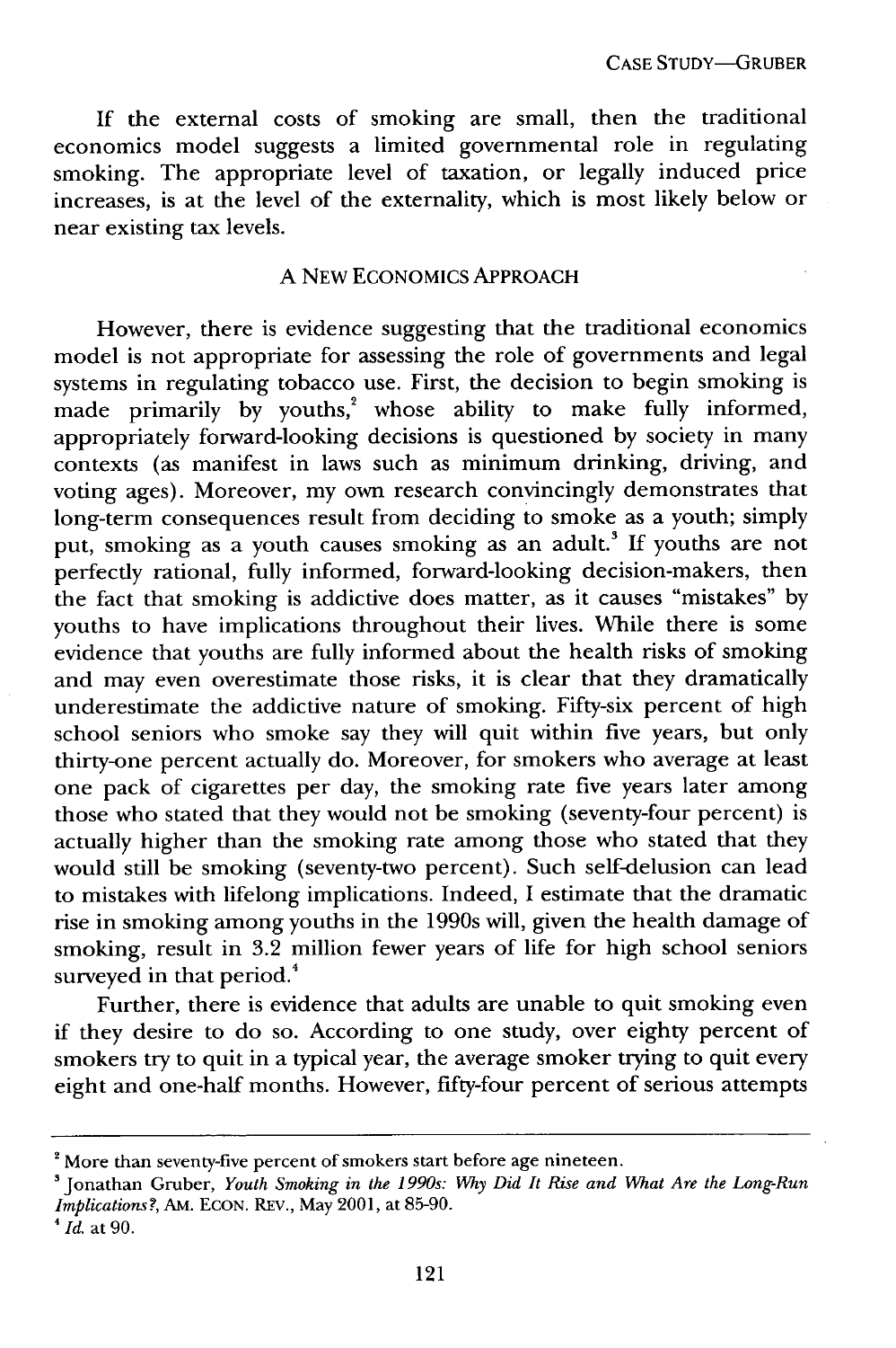If the external costs of smoking are small, then the traditional economics model suggests a limited governmental role in regulating smoking. The appropriate level of taxation, or legally induced price increases, is at the level of the externality, which is most likely below or near existing tax levels.

## A NEW ECONOMICS APPROACH

However, there is evidence suggesting that the traditional economics model is not appropriate for assessing the role of governments and legal systems in regulating tobacco use. First, the decision to begin smoking is made primarily by youths,[2] whose ability to make fully informed, appropriately forward-looking decisions is questioned by society in many contexts (as manifest in laws such as minimum drinking, driving, and voting ages). Moreover, my own research convincingly demonstrates that long-term consequences result from deciding to smoke as a youth; simply put, smoking as a youth causes smoking as an adult.[3] If youths are not perfectly rational, fully informed, forward-looking decision-makers, then the fact that smoking is addictive does matter, as it causes "mistakes" by youths to have implications throughout their lives. While there is some evidence that youths are fully informed about the health risks of smoking and may even overestimate those risks, it is clear that they dramatically underestimate the addictive nature of smoking. Fifty-six percent of high school seniors who smoke say they will quit within five years, but only thirty-one percent actually do. Moreover, for smokers who average at least one pack of cigarettes per day, the smoking rate five years later among those who stated that they would not be smoking (seventy-four percent) is actually higher than the smoking rate among those who stated that they would still be smoking (seventy-two percent). Such self-delusion can lead to mistakes with lifelong implications. Indeed, I estimate that the dramatic rise in smoking among youths in the 1990s will, given the health damage of smoking, result in 3.2 million fewer years of life for high school seniors surveyed in that period.[4]

Further, there is evidence that adults are unable to quit smoking even if they desire to do so. According to one study, over eighty percent of smokers try to quit in a typical year, the average smoker trying to quit every eight and one-half months. However, fifty-four percent of serious attempts

---

[2] More than seventy-five percent of smokers start before age nineteen.

[3] Jonathan Gruber, *Youth Smoking in the 1990s: Why Did It Rise and What Are the Long-Run Implications?*, AM. ECON. REV., May 2001, at 85-90.

[4] *Id.* at 90.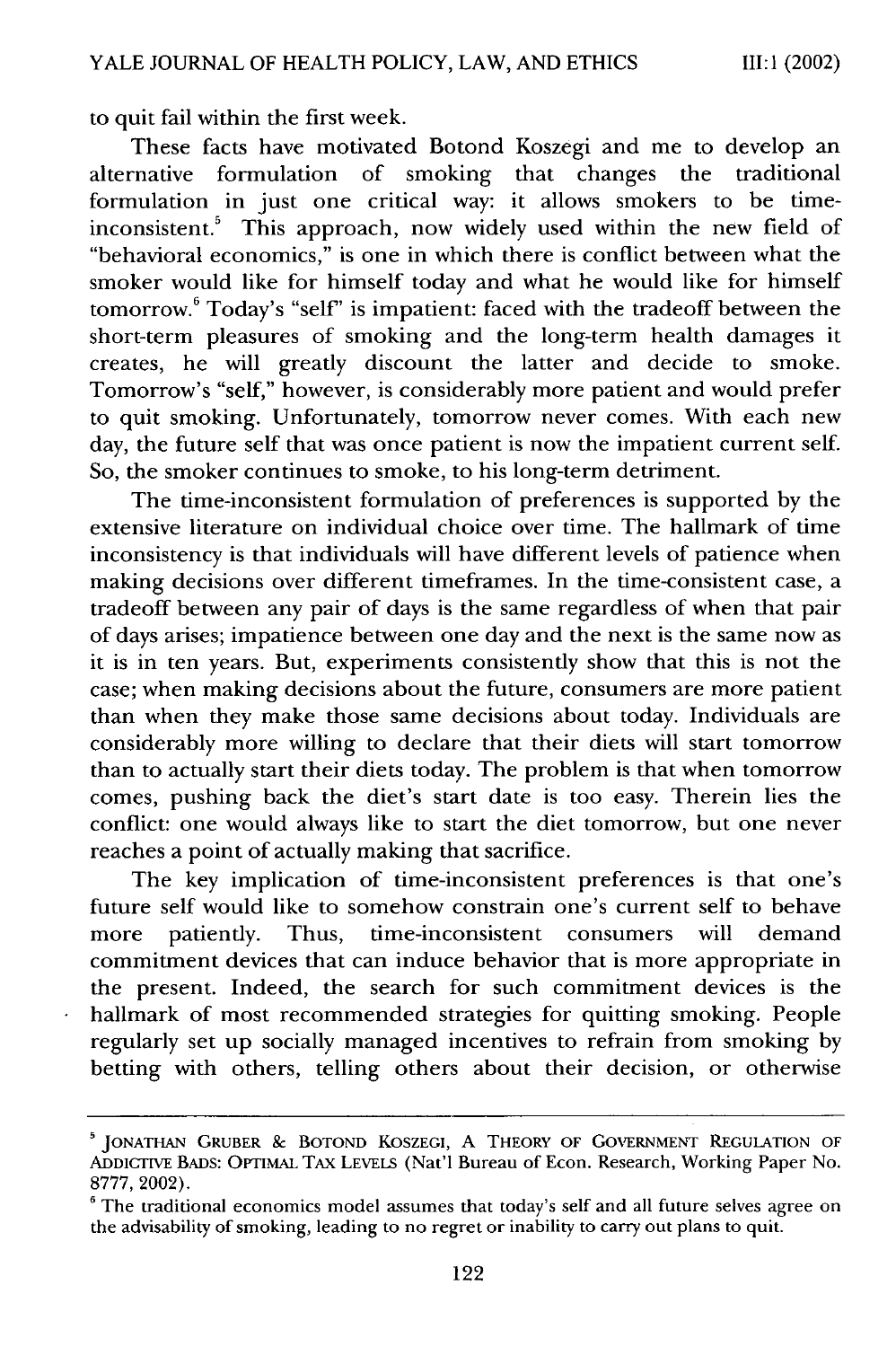to quit fail within the first week.

These facts have motivated Botond Koszegi and me to develop an alternative formulation of smoking that changes the traditional formulation in just one critical way: it allows smokers to be time-inconsistent.[5] This approach, now widely used within the new field of "behavioral economics," is one in which there is conflict between what the smoker would like for himself today and what he would like for himself tomorrow.[6] Today's "self" is impatient: faced with the tradeoff between the short-term pleasures of smoking and the long-term health damages it creates, he will greatly discount the latter and decide to smoke. Tomorrow's "self," however, is considerably more patient and would prefer to quit smoking. Unfortunately, tomorrow never comes. With each new day, the future self that was once patient is now the impatient current self. So, the smoker continues to smoke, to his long-term detriment.

The time-inconsistent formulation of preferences is supported by the extensive literature on individual choice over time. The hallmark of time inconsistency is that individuals will have different levels of patience when making decisions over different timeframes. In the time-consistent case, a tradeoff between any pair of days is the same regardless of when that pair of days arises; impatience between one day and the next is the same now as it is in ten years. But, experiments consistently show that this is not the case; when making decisions about the future, consumers are more patient than when they make those same decisions about today. Individuals are considerably more willing to declare that their diets will start tomorrow than to actually start their diets today. The problem is that when tomorrow comes, pushing back the diet's start date is too easy. Therein lies the conflict: one would always like to start the diet tomorrow, but one never reaches a point of actually making that sacrifice.

The key implication of time-inconsistent preferences is that one's future self would like to somehow constrain one's current self to behave more patiently. Thus, time-inconsistent consumers will demand commitment devices that can induce behavior that is more appropriate in the present. Indeed, the search for such commitment devices is the hallmark of most recommended strategies for quitting smoking. People regularly set up socially managed incentives to refrain from smoking by betting with others, telling others about their decision, or otherwise

---

[5] JONATHAN GRUBER & BOTOND KOSZEGI, A THEORY OF GOVERNMENT REGULATION OF ADDICTIVE BADS: OPTIMAL TAX LEVELS (Nat'l Bureau of Econ. Research, Working Paper No. 8777, 2002).

[6] The traditional economics model assumes that today's self and all future selves agree on the advisability of smoking, leading to no regret or inability to carry out plans to quit.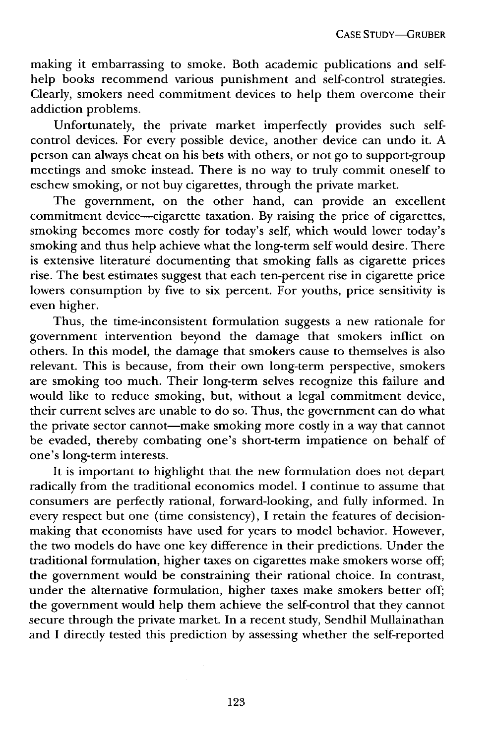making it embarrassing to smoke. Both academic publications and self-help books recommend various punishment and self-control strategies. Clearly, smokers need commitment devices to help them overcome their addiction problems.

Unfortunately, the private market imperfectly provides such self-control devices. For every possible device, another device can undo it. A person can always cheat on his bets with others, or not go to support-group meetings and smoke instead. There is no way to truly commit oneself to eschew smoking, or not buy cigarettes, through the private market.

The government, on the other hand, can provide an excellent commitment device—cigarette taxation. By raising the price of cigarettes, smoking becomes more costly for today's self, which would lower today's smoking and thus help achieve what the long-term self would desire. There is extensive literature documenting that smoking falls as cigarette prices rise. The best estimates suggest that each ten-percent rise in cigarette price lowers consumption by five to six percent. For youths, price sensitivity is even higher.

Thus, the time-inconsistent formulation suggests a new rationale for government intervention beyond the damage that smokers inflict on others. In this model, the damage that smokers cause to themselves is also relevant. This is because, from their own long-term perspective, smokers are smoking too much. Their long-term selves recognize this failure and would like to reduce smoking, but, without a legal commitment device, their current selves are unable to do so. Thus, the government can do what the private sector cannot—make smoking more costly in a way that cannot be evaded, thereby combating one's short-term impatience on behalf of one's long-term interests.

It is important to highlight that the new formulation does not depart radically from the traditional economics model. I continue to assume that consumers are perfectly rational, forward-looking, and fully informed. In every respect but one (time consistency), I retain the features of decision-making that economists have used for years to model behavior. However, the two models do have one key difference in their predictions. Under the traditional formulation, higher taxes on cigarettes make smokers worse off; the government would be constraining their rational choice. In contrast, under the alternative formulation, higher taxes make smokers better off; the government would help them achieve the self-control that they cannot secure through the private market. In a recent study, Sendhil Mullainathan and I directly tested this prediction by assessing whether the self-reported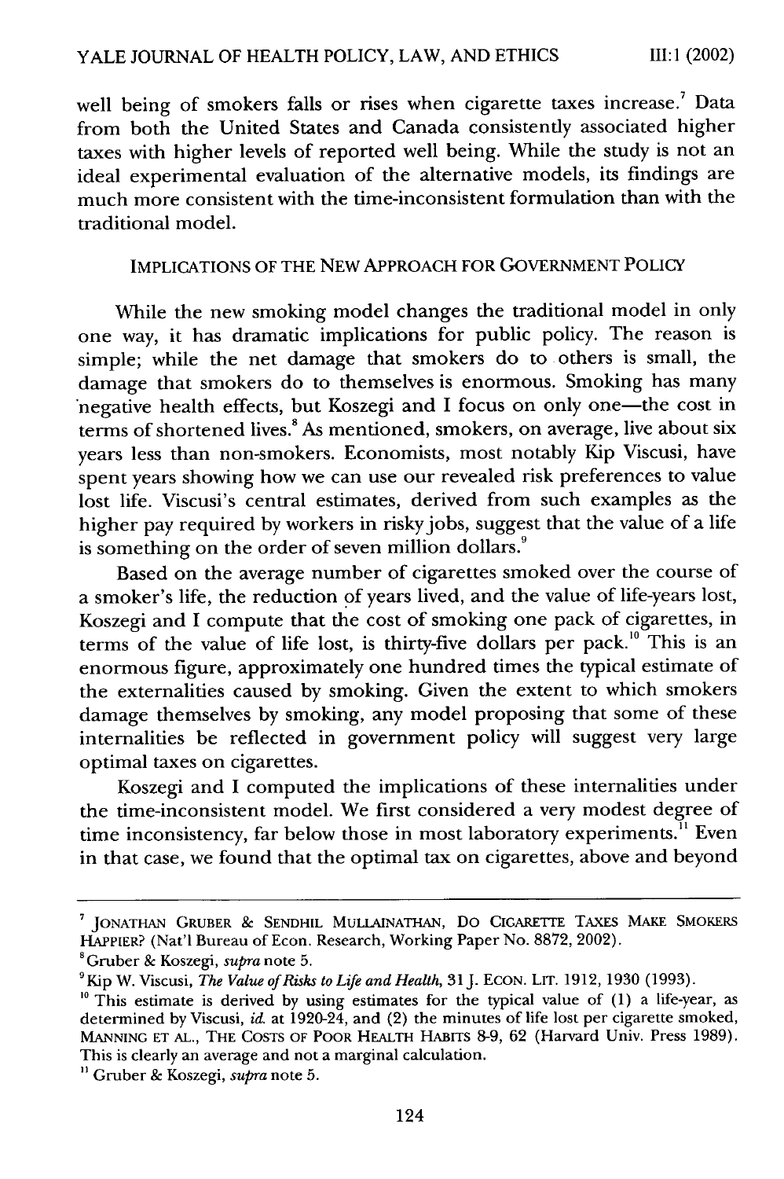well being of smokers falls or rises when cigarette taxes increase.[7] Data from both the United States and Canada consistently associated higher taxes with higher levels of reported well being. While the study is not an ideal experimental evaluation of the alternative models, its findings are much more consistent with the time-inconsistent formulation than with the traditional model.

## IMPLICATIONS OF THE NEW APPROACH FOR GOVERNMENT POLICY

While the new smoking model changes the traditional model in only one way, it has dramatic implications for public policy. The reason is simple; while the net damage that smokers do to others is small, the damage that smokers do to themselves is enormous. Smoking has many negative health effects, but Koszegi and I focus on only one—the cost in terms of shortened lives.[8] As mentioned, smokers, on average, live about six years less than non-smokers. Economists, most notably Kip Viscusi, have spent years showing how we can use our revealed risk preferences to value lost life. Viscusi's central estimates, derived from such examples as the higher pay required by workers in risky jobs, suggest that the value of a life is something on the order of seven million dollars.[9]

Based on the average number of cigarettes smoked over the course of a smoker's life, the reduction of years lived, and the value of life-years lost, Koszegi and I compute that the cost of smoking one pack of cigarettes, in terms of the value of life lost, is thirty-five dollars per pack.[10] This is an enormous figure, approximately one hundred times the typical estimate of the externalities caused by smoking. Given the extent to which smokers damage themselves by smoking, any model proposing that some of these internalities be reflected in government policy will suggest very large optimal taxes on cigarettes.

Koszegi and I computed the implications of these internalities under the time-inconsistent model. We first considered a very modest degree of time inconsistency, far below those in most laboratory experiments.[11] Even in that case, we found that the optimal tax on cigarettes, above and beyond

---

[7] JONATHAN GRUBER & SENDHIL MULLAINATHAN, DO CIGARETTE TAXES MAKE SMOKERS HAPPIER? (Nat'l Bureau of Econ. Research, Working Paper No. 8872, 2002).

[8] Gruber & Koszegi, *supra* note 5.

[9] Kip W. Viscusi, *The Value of Risks to Life and Health*, 31 J. ECON. LIT. 1912, 1930 (1993).

[10] This estimate is derived by using estimates for the typical value of (1) a life-year, as determined by Viscusi, *id.* at 1920-24, and (2) the minutes of life lost per cigarette smoked, MANNING ET AL., THE COSTS OF POOR HEALTH HABITS 8-9, 62 (Harvard Univ. Press 1989). This is clearly an average and not a marginal calculation.

[11] Gruber & Koszegi, *supra* note 5.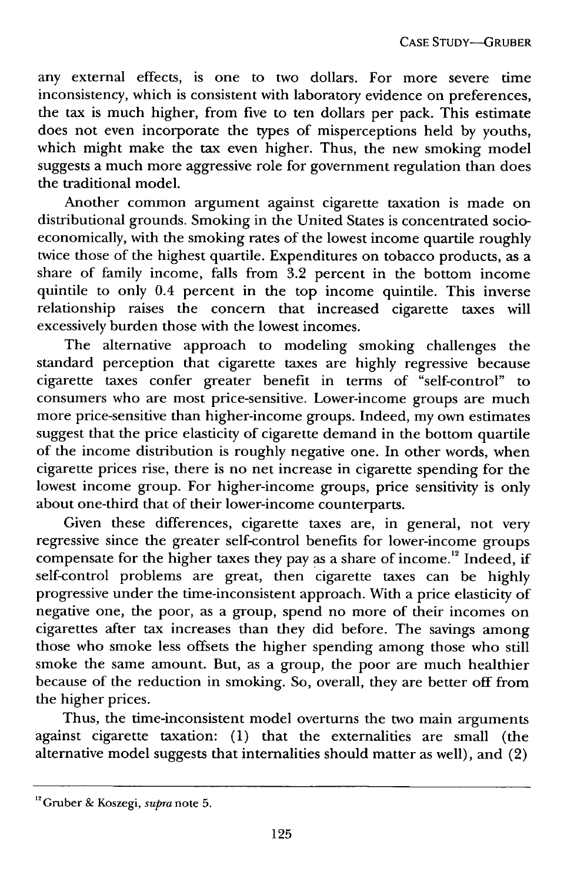any external effects, is one to two dollars. For more severe time inconsistency, which is consistent with laboratory evidence on preferences, the tax is much higher, from five to ten dollars per pack. This estimate does not even incorporate the types of misperceptions held by youths, which might make the tax even higher. Thus, the new smoking model suggests a much more aggressive role for government regulation than does the traditional model.

Another common argument against cigarette taxation is made on distributional grounds. Smoking in the United States is concentrated socioeconomically, with the smoking rates of the lowest income quartile roughly twice those of the highest quartile. Expenditures on tobacco products, as a share of family income, falls from 3.2 percent in the bottom income quintile to only 0.4 percent in the top income quintile. This inverse relationship raises the concern that increased cigarette taxes will excessively burden those with the lowest incomes.

The alternative approach to modeling smoking challenges the standard perception that cigarette taxes are highly regressive because cigarette taxes confer greater benefit in terms of "self-control" to consumers who are most price-sensitive. Lower-income groups are much more price-sensitive than higher-income groups. Indeed, my own estimates suggest that the price elasticity of cigarette demand in the bottom quartile of the income distribution is roughly negative one. In other words, when cigarette prices rise, there is no net increase in cigarette spending for the lowest income group. For higher-income groups, price sensitivity is only about one-third that of their lower-income counterparts.

Given these differences, cigarette taxes are, in general, not very regressive since the greater self-control benefits for lower-income groups compensate for the higher taxes they pay as a share of income.[12] Indeed, if self-control problems are great, then cigarette taxes can be highly progressive under the time-inconsistent approach. With a price elasticity of negative one, the poor, as a group, spend no more of their incomes on cigarettes after tax increases than they did before. The savings among those who smoke less offsets the higher spending among those who still smoke the same amount. But, as a group, the poor are much healthier because of the reduction in smoking. So, overall, they are better off from the higher prices.

Thus, the time-inconsistent model overturns the two main arguments against cigarette taxation: (1) that the externalities are small (the alternative model suggests that internalities should matter as well), and (2)

---

[12] Gruber & Koszegi, *supra* note 5.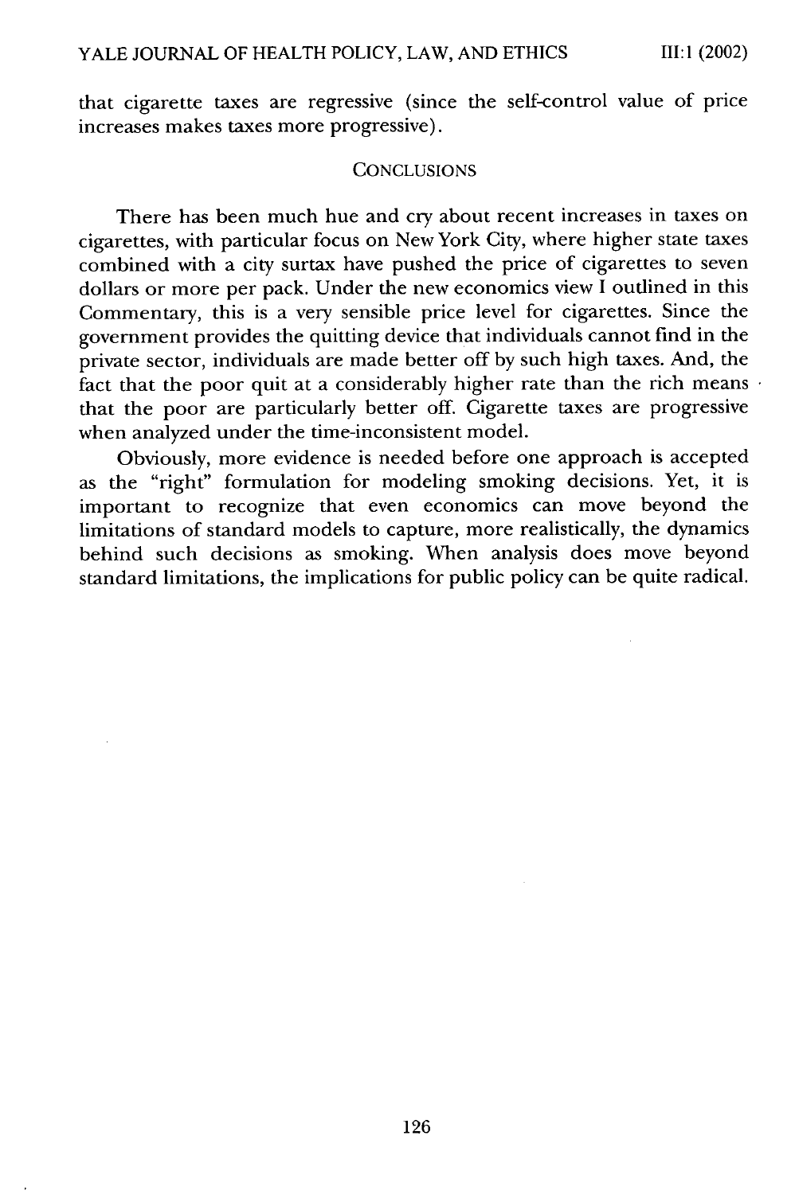that cigarette taxes are regressive (since the self-control value of price increases makes taxes more progressive).

## CONCLUSIONS

There has been much hue and cry about recent increases in taxes on cigarettes, with particular focus on New York City, where higher state taxes combined with a city surtax have pushed the price of cigarettes to seven dollars or more per pack. Under the new economics view I outlined in this Commentary, this is a very sensible price level for cigarettes. Since the government provides the quitting device that individuals cannot find in the private sector, individuals are made better off by such high taxes. And, the fact that the poor quit at a considerably higher rate than the rich means that the poor are particularly better off. Cigarette taxes are progressive when analyzed under the time-inconsistent model.

Obviously, more evidence is needed before one approach is accepted as the "right" formulation for modeling smoking decisions. Yet, it is important to recognize that even economics can move beyond the limitations of standard models to capture, more realistically, the dynamics behind such decisions as smoking. When analysis does move beyond standard limitations, the implications for public policy can be quite radical.